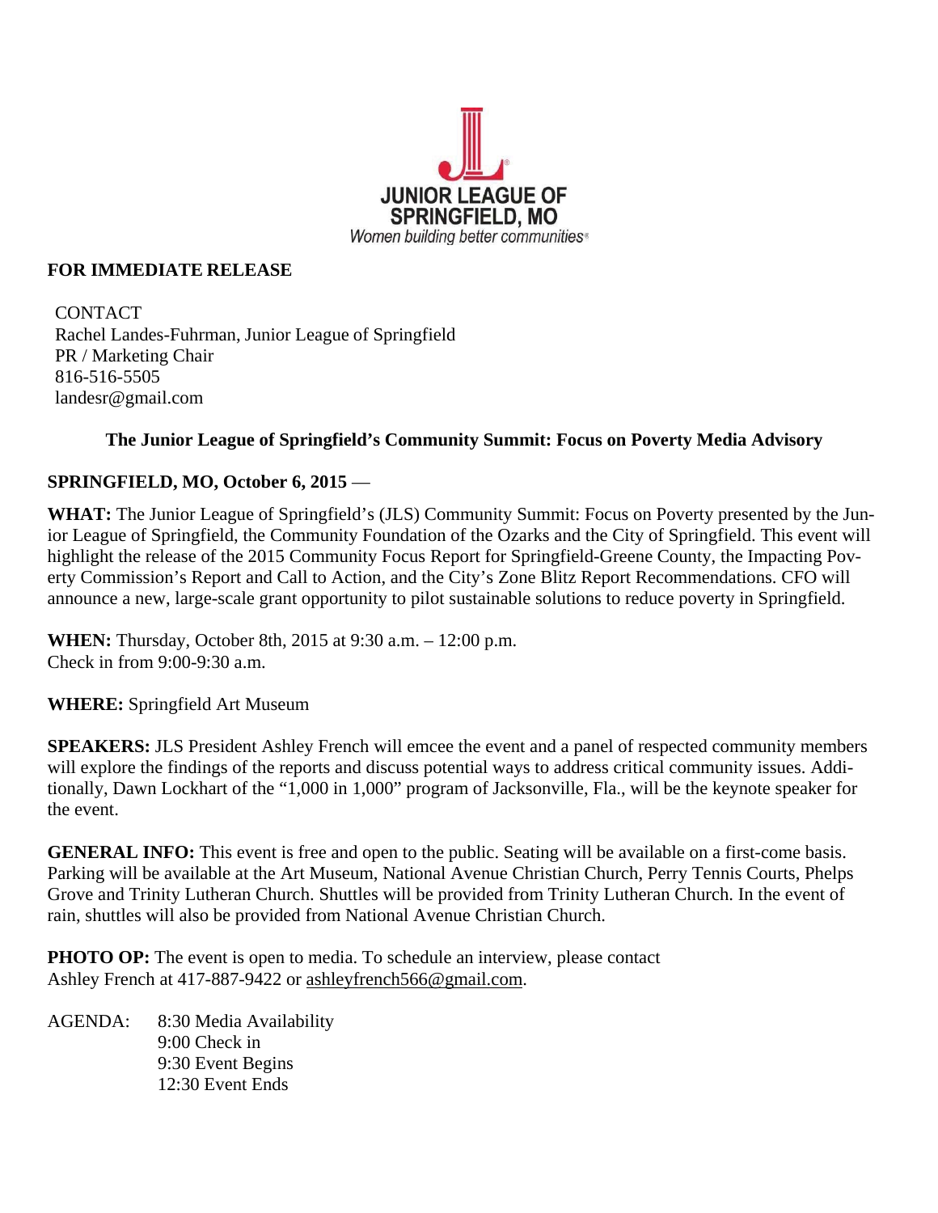JUNIOR LEAGUE OF SPRINGFIELD, MO

*Women building better communities®*

**FOR IMMEDIATE RELEASE**

CONTACT
Rachel Landes-Fuhrman, Junior League of Springfield
PR / Marketing Chair
816-516-5505
landesr@gmail.com

**The Junior League of Springfield's Community Summit: Focus on Poverty Media Advisory**

**SPRINGFIELD, MO, October 6, 2015** —

**WHAT:** The Junior League of Springfield's (JLS) Community Summit: Focus on Poverty presented by the Junior League of Springfield, the Community Foundation of the Ozarks and the City of Springfield. This event will highlight the release of the 2015 Community Focus Report for Springfield-Greene County, the Impacting Poverty Commission's Report and Call to Action, and the City's Zone Blitz Report Recommendations. CFO will announce a new, large-scale grant opportunity to pilot sustainable solutions to reduce poverty in Springfield.

**WHEN:** Thursday, October 8th, 2015 at 9:30 a.m. – 12:00 p.m.
Check in from 9:00-9:30 a.m.

**WHERE:** Springfield Art Museum

**SPEAKERS:** JLS President Ashley French will emcee the event and a panel of respected community members will explore the findings of the reports and discuss potential ways to address critical community issues. Additionally, Dawn Lockhart of the "1,000 in 1,000" program of Jacksonville, Fla., will be the keynote speaker for the event.

**GENERAL INFO:** This event is free and open to the public. Seating will be available on a first-come basis. Parking will be available at the Art Museum, National Avenue Christian Church, Perry Tennis Courts, Phelps Grove and Trinity Lutheran Church. Shuttles will be provided from Trinity Lutheran Church. In the event of rain, shuttles will also be provided from National Avenue Christian Church.

**PHOTO OP:** The event is open to media. To schedule an interview, please contact Ashley French at 417-887-9422 or ashleyfrench566@gmail.com.

AGENDA:
- 8:30 Media Availability
- 9:00 Check in
- 9:30 Event Begins
- 12:30 Event Ends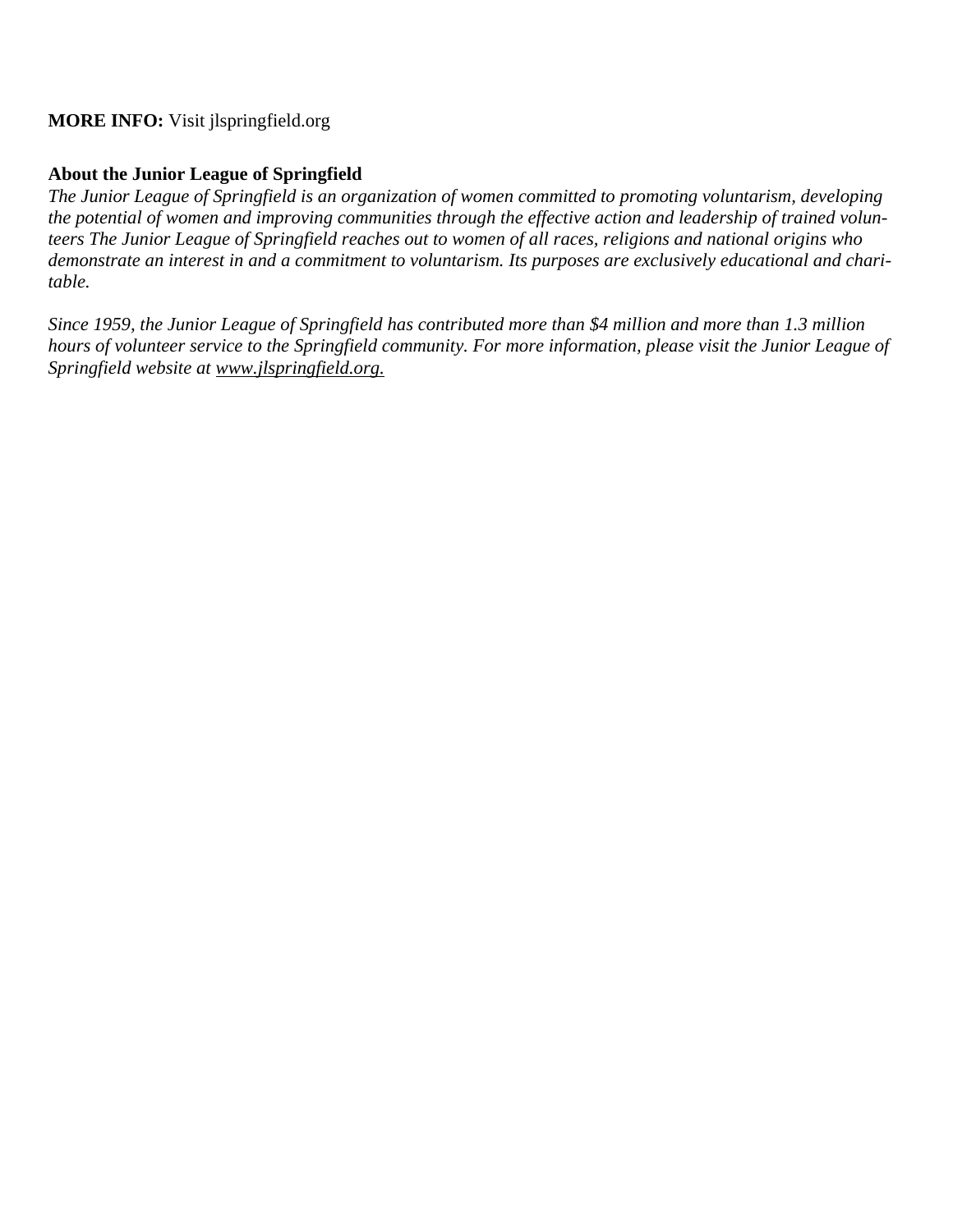**MORE INFO:** Visit jlspringfield.org

**About the Junior League of Springfield**

*The Junior League of Springfield is an organization of women committed to promoting voluntarism, developing the potential of women and improving communities through the effective action and leadership of trained volunteers The Junior League of Springfield reaches out to women of all races, religions and national origins who demonstrate an interest in and a commitment to voluntarism. Its purposes are exclusively educational and charitable.*

*Since 1959, the Junior League of Springfield has contributed more than $4 million and more than 1.3 million hours of volunteer service to the Springfield community. For more information, please visit the Junior League of Springfield website at www.jlspringfield.org.*